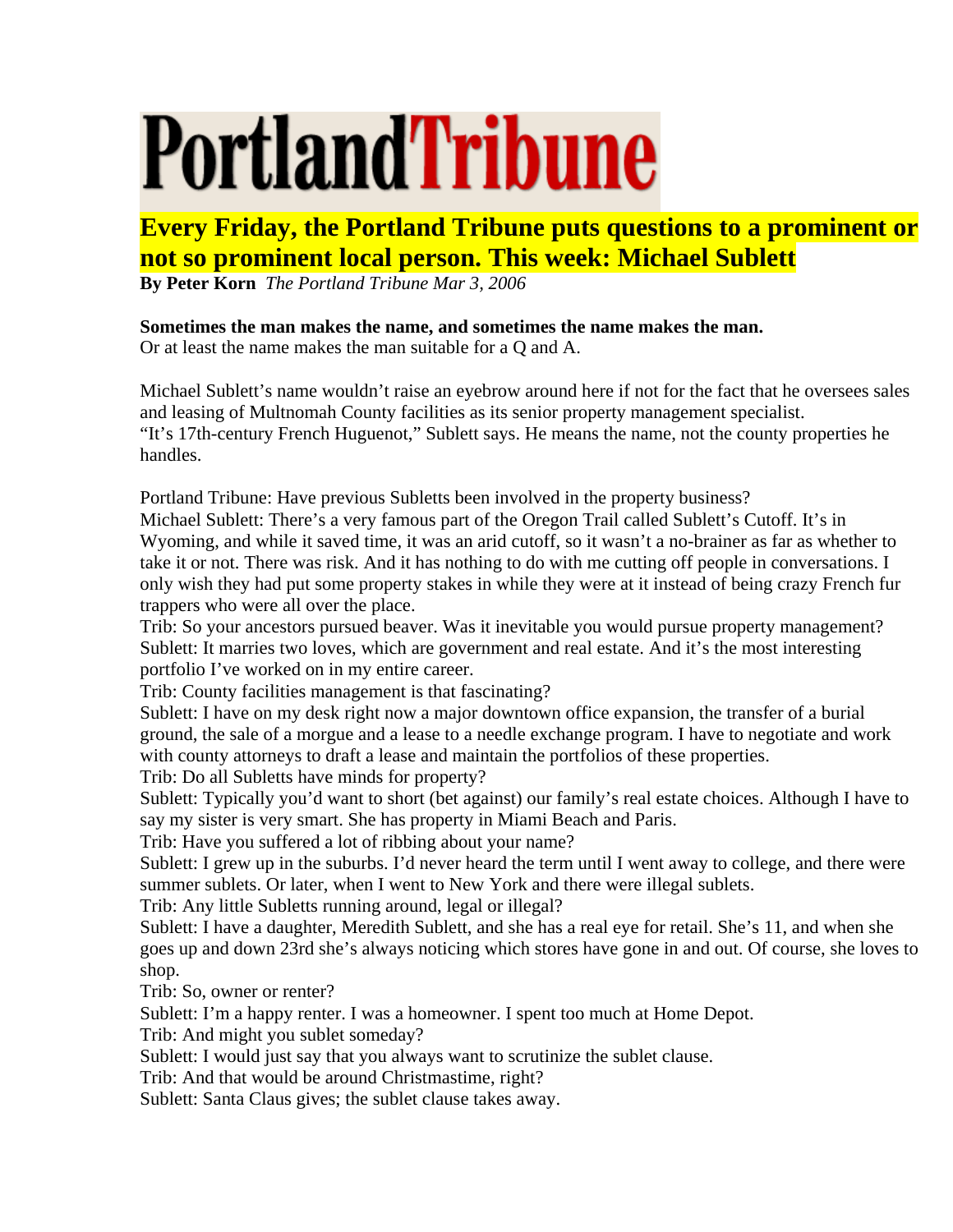# Portland Tribune

## Every Friday, the Portland Tribune puts questions to a prominent or not so prominent local person. This week: Michael Sublett

**By Peter Korn** *The Portland Tribune Mar 3, 2006*

**Sometimes the man makes the name, and sometimes the name makes the man.**
Or at least the name makes the man suitable for a Q and A.

Michael Sublett's name wouldn't raise an eyebrow around here if not for the fact that he oversees sales and leasing of Multnomah County facilities as its senior property management specialist.
"It's 17th-century French Huguenot," Sublett says. He means the name, not the county properties he handles.

Portland Tribune: Have previous Subletts been involved in the property business?
Michael Sublett: There's a very famous part of the Oregon Trail called Sublett's Cutoff. It's in Wyoming, and while it saved time, it was an arid cutoff, so it wasn't a no-brainer as far as whether to take it or not. There was risk. And it has nothing to do with me cutting off people in conversations. I only wish they had put some property stakes in while they were at it instead of being crazy French fur trappers who were all over the place.
Trib: So your ancestors pursued beaver. Was it inevitable you would pursue property management?
Sublett: It marries two loves, which are government and real estate. And it's the most interesting portfolio I've worked on in my entire career.
Trib: County facilities management is that fascinating?
Sublett: I have on my desk right now a major downtown office expansion, the transfer of a burial ground, the sale of a morgue and a lease to a needle exchange program. I have to negotiate and work with county attorneys to draft a lease and maintain the portfolios of these properties.
Trib: Do all Subletts have minds for property?
Sublett: Typically you'd want to short (bet against) our family's real estate choices. Although I have to say my sister is very smart. She has property in Miami Beach and Paris.
Trib: Have you suffered a lot of ribbing about your name?
Sublett: I grew up in the suburbs. I'd never heard the term until I went away to college, and there were summer sublets. Or later, when I went to New York and there were illegal sublets.
Trib: Any little Subletts running around, legal or illegal?
Sublett: I have a daughter, Meredith Sublett, and she has a real eye for retail. She's 11, and when she goes up and down 23rd she's always noticing which stores have gone in and out. Of course, she loves to shop.
Trib: So, owner or renter?
Sublett: I'm a happy renter. I was a homeowner. I spent too much at Home Depot.
Trib: And might you sublet someday?
Sublett: I would just say that you always want to scrutinize the sublet clause.
Trib: And that would be around Christmastime, right?
Sublett: Santa Claus gives; the sublet clause takes away.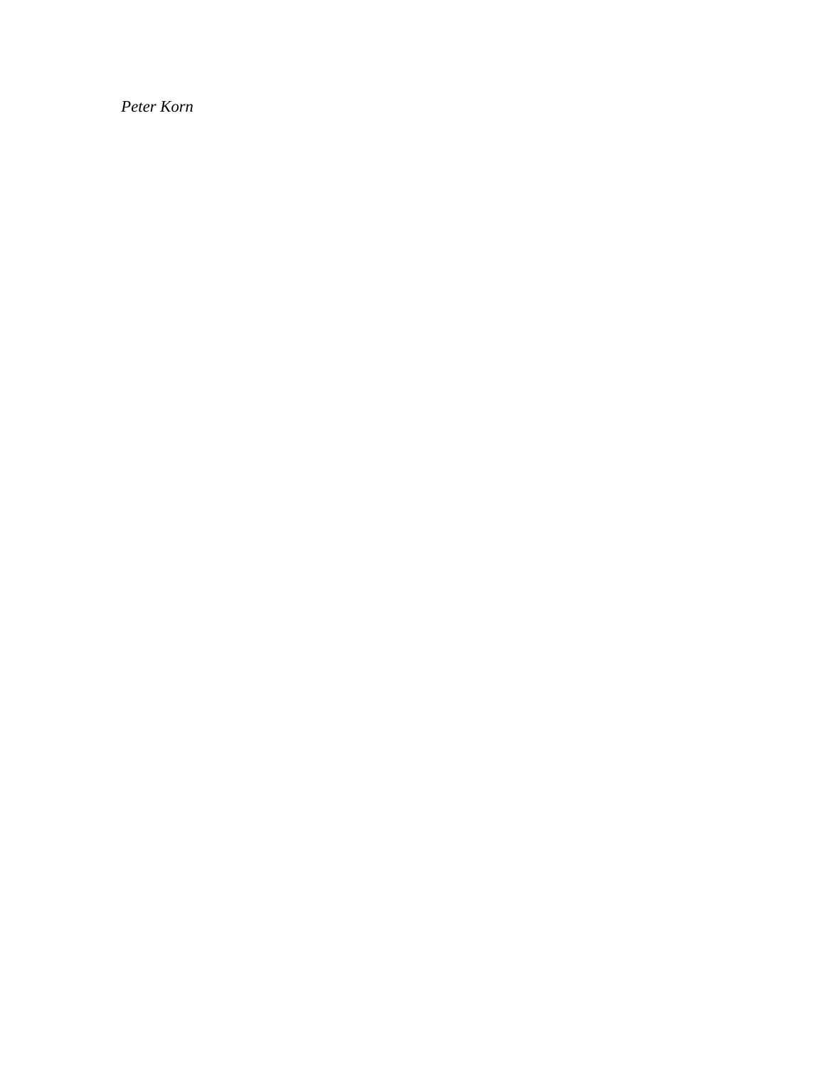*Peter Korn*